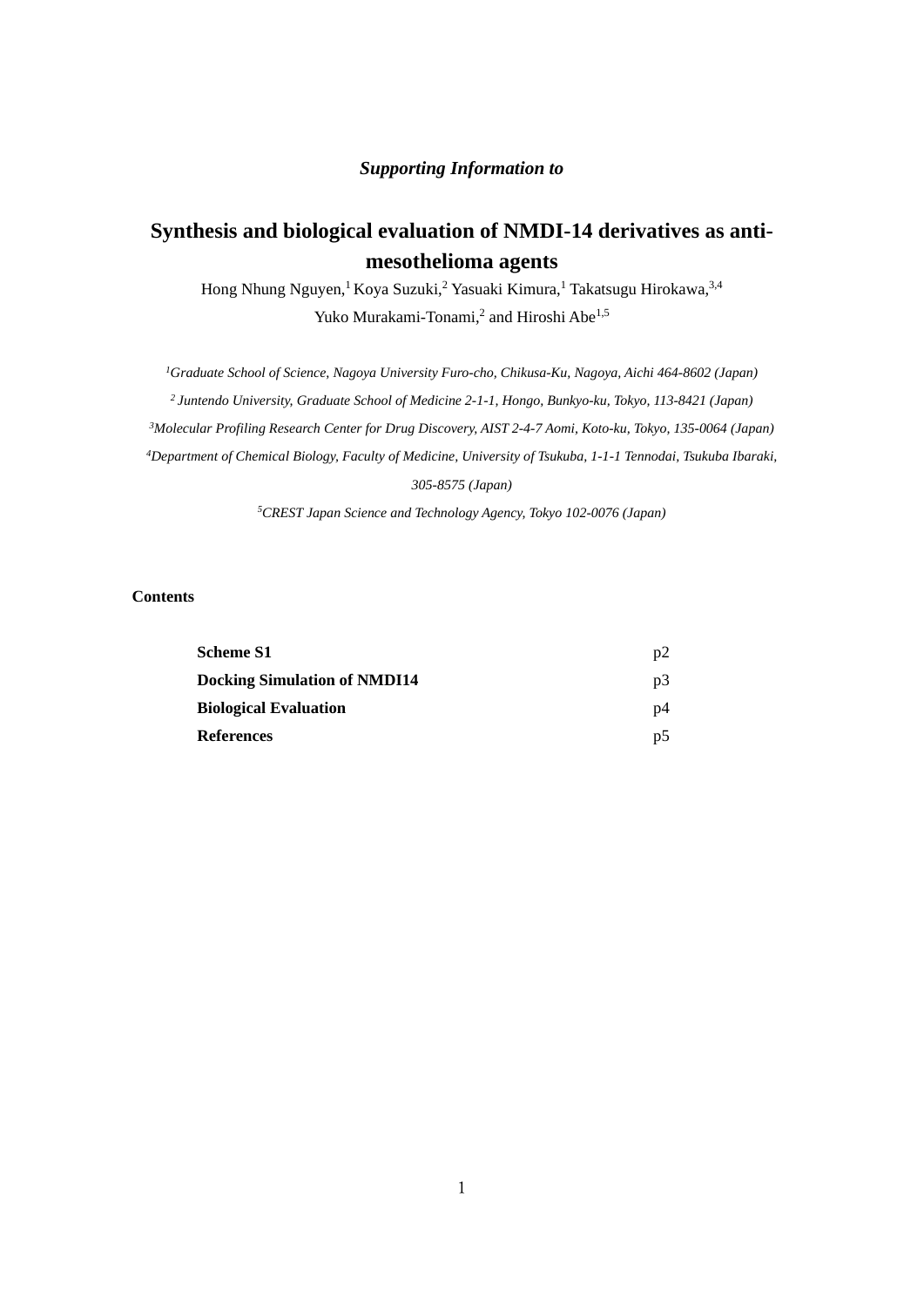***Supporting Information to***

# Synthesis and biological evaluation of NMDI-14 derivatives as anti-mesothelioma agents

Hong Nhung Nguyen,[1] Koya Suzuki,[2] Yasuaki Kimura,[1] Takatsugu Hirokawa,[3,4] Yuko Murakami-Tonami,[2] and Hiroshi Abe[1,5]

[1]*Graduate School of Science, Nagoya University Furo-cho, Chikusa-Ku, Nagoya, Aichi 464-8602 (Japan)*

[2] *Juntendo University, Graduate School of Medicine 2-1-1, Hongo, Bunkyo-ku, Tokyo, 113-8421 (Japan)*

[3]*Molecular Profiling Research Center for Drug Discovery, AIST 2-4-7 Aomi, Koto-ku, Tokyo, 135-0064 (Japan)*

[4]*Department of Chemical Biology, Faculty of Medicine, University of Tsukuba, 1-1-1 Tennodai, Tsukuba Ibaraki, 305-8575 (Japan)*

[5]*CREST Japan Science and Technology Agency, Tokyo 102-0076 (Japan)*

**Contents**

| | |
|---|---|
| **Scheme S1** | p2 |
| **Docking Simulation of NMDI14** | p3 |
| **Biological Evaluation** | p4 |
| **References** | p5 |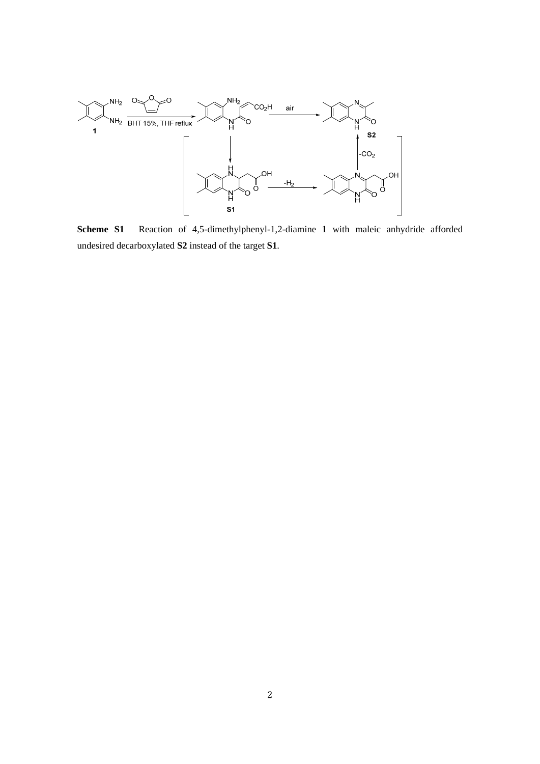**Scheme S1** Reaction of 4,5-dimethylphenyl-1,2-diamine **1** with maleic anhydride afforded undesired decarboxylated **S2** instead of the target **S1**.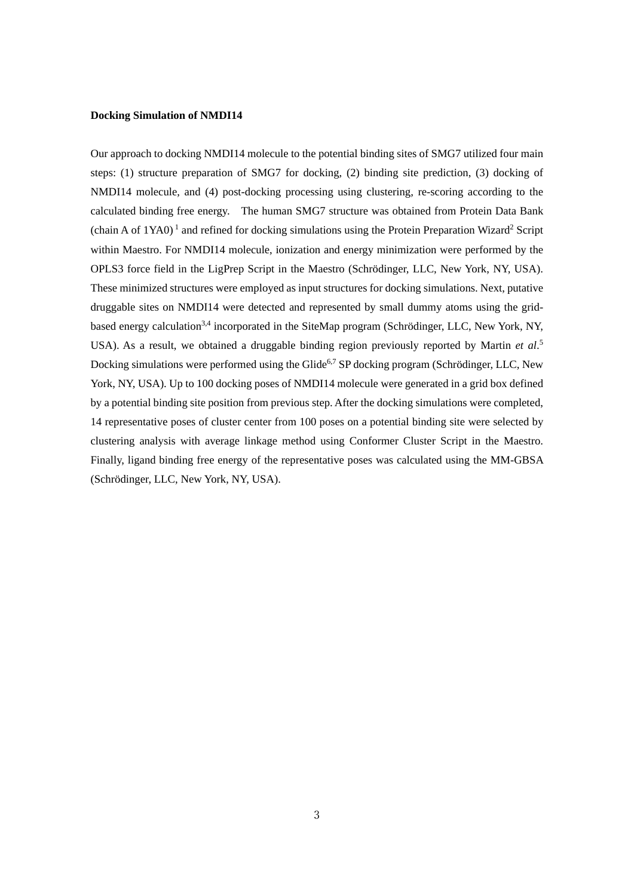**Docking Simulation of NMDI14**

Our approach to docking NMDI14 molecule to the potential binding sites of SMG7 utilized four main steps: (1) structure preparation of SMG7 for docking, (2) binding site prediction, (3) docking of NMDI14 molecule, and (4) post-docking processing using clustering, re-scoring according to the calculated binding free energy. The human SMG7 structure was obtained from Protein Data Bank (chain A of 1YA0) [1] and refined for docking simulations using the Protein Preparation Wizard[2] Script within Maestro. For NMDI14 molecule, ionization and energy minimization were performed by the OPLS3 force field in the LigPrep Script in the Maestro (Schrödinger, LLC, New York, NY, USA). These minimized structures were employed as input structures for docking simulations. Next, putative druggable sites on NMDI14 were detected and represented by small dummy atoms using the grid-based energy calculation[3,4] incorporated in the SiteMap program (Schrödinger, LLC, New York, NY, USA). As a result, we obtained a druggable binding region previously reported by Martin *et al*.[5] Docking simulations were performed using the Glide[6,7] SP docking program (Schrödinger, LLC, New York, NY, USA). Up to 100 docking poses of NMDI14 molecule were generated in a grid box defined by a potential binding site position from previous step. After the docking simulations were completed, 14 representative poses of cluster center from 100 poses on a potential binding site were selected by clustering analysis with average linkage method using Conformer Cluster Script in the Maestro. Finally, ligand binding free energy of the representative poses was calculated using the MM-GBSA (Schrödinger, LLC, New York, NY, USA).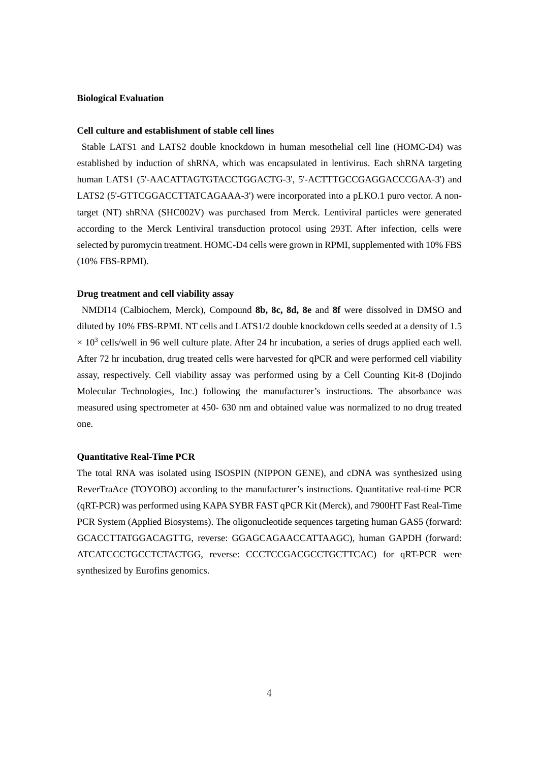## Biological Evaluation

### Cell culture and establishment of stable cell lines

Stable LATS1 and LATS2 double knockdown in human mesothelial cell line (HOMC-D4) was established by induction of shRNA, which was encapsulated in lentivirus. Each shRNA targeting human LATS1 (5'-AACATTAGTGTACCTGGACTG-3', 5'-ACTTTGCCGAGGACCCGAA-3') and LATS2 (5'-GTTCGGACCTTATCAGAAA-3') were incorporated into a pLKO.1 puro vector. A non-target (NT) shRNA (SHC002V) was purchased from Merck. Lentiviral particles were generated according to the Merck Lentiviral transduction protocol using 293T. After infection, cells were selected by puromycin treatment. HOMC-D4 cells were grown in RPMI, supplemented with 10% FBS (10% FBS-RPMI).

### Drug treatment and cell viability assay

NMDI14 (Calbiochem, Merck), Compound **8b, 8c, 8d, 8e** and **8f** were dissolved in DMSO and diluted by 10% FBS-RPMI. NT cells and LATS1/2 double knockdown cells seeded at a density of 1.5 $\times 10^3$ cells/well in 96 well culture plate. After 24 hr incubation, a series of drugs applied each well. After 72 hr incubation, drug treated cells were harvested for qPCR and were performed cell viability assay, respectively. Cell viability assay was performed using by a Cell Counting Kit-8 (Dojindo Molecular Technologies, Inc.) following the manufacturer's instructions. The absorbance was measured using spectrometer at 450- 630 nm and obtained value was normalized to no drug treated one.

### Quantitative Real-Time PCR

The total RNA was isolated using ISOSPIN (NIPPON GENE), and cDNA was synthesized using ReverTraAce (TOYOBO) according to the manufacturer's instructions. Quantitative real-time PCR (qRT-PCR) was performed using KAPA SYBR FAST qPCR Kit (Merck), and 7900HT Fast Real-Time PCR System (Applied Biosystems). The oligonucleotide sequences targeting human GAS5 (forward: GCACCTTATGGACAGTTG, reverse: GGAGCAGAACCATTAAGC), human GAPDH (forward: ATCATCCCTGCCTCTACTGG, reverse: CCCTCCGACGCCTGCTTCAC) for qRT-PCR were synthesized by Eurofins genomics.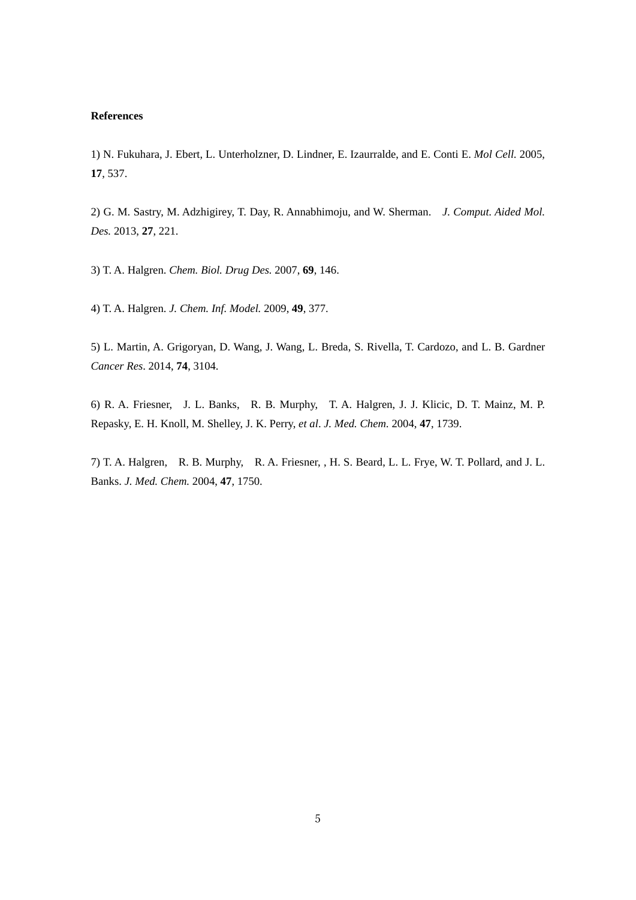**References**

1) N. Fukuhara, J. Ebert, L. Unterholzner, D. Lindner, E. Izaurralde, and E. Conti E. *Mol Cell.* 2005, **17**, 537.

2) G. M. Sastry, M. Adzhigirey, T. Day, R. Annabhimoju, and W. Sherman. *J. Comput. Aided Mol. Des.* 2013, **27**, 221.

3) T. A. Halgren. *Chem. Biol. Drug Des.* 2007, **69**, 146.

4) T. A. Halgren. *J. Chem. Inf. Model.* 2009, **49**, 377.

5) L. Martin, A. Grigoryan, D. Wang, J. Wang, L. Breda, S. Rivella, T. Cardozo, and L. B. Gardner *Cancer Res*. 2014, **74**, 3104.

6) R. A. Friesner, J. L. Banks, R. B. Murphy, T. A. Halgren, J. J. Klicic, D. T. Mainz, M. P. Repasky, E. H. Knoll, M. Shelley, J. K. Perry, *et al*. *J. Med. Chem.* 2004, **47**, 1739.

7) T. A. Halgren, R. B. Murphy, R. A. Friesner, , H. S. Beard, L. L. Frye, W. T. Pollard, and J. L. Banks. *J. Med. Chem.* 2004, **47**, 1750.